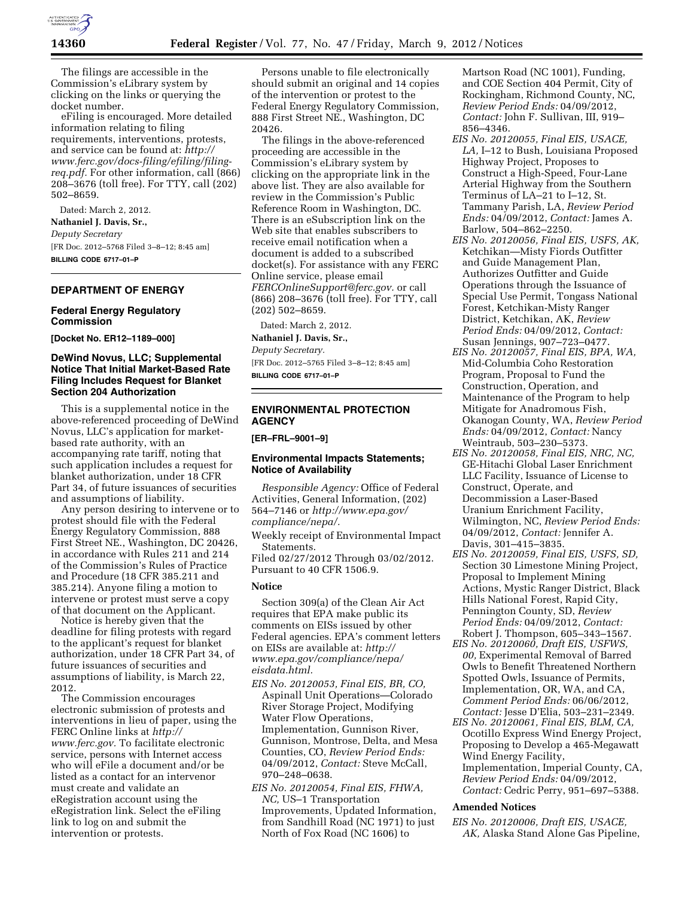The filings are accessible in the Commission's eLibrary system by clicking on the links or querying the docket number.

eFiling is encouraged. More detailed information relating to filing requirements, interventions, protests, and service can be found at: *http://www.ferc.gov/docs-filing/efiling/filing-req.pdf.* For other information, call (866) 208–3676 (toll free). For TTY, call (202) 502–8659.

Dated: March 2, 2012.

**Nathaniel J. Davis, Sr.,**

*Deputy Secretary*

[FR Doc. 2012–5768 Filed 3–8–12; 8:45 am]

**BILLING CODE 6717–01–P**

## DEPARTMENT OF ENERGY

### Federal Energy Regulatory Commission

**[Docket No. ER12–1189–000]**

### DeWind Novus, LLC; Supplemental Notice That Initial Market-Based Rate Filing Includes Request for Blanket Section 204 Authorization

This is a supplemental notice in the above-referenced proceeding of DeWind Novus, LLC's application for market-based rate authority, with an accompanying rate tariff, noting that such application includes a request for blanket authorization, under 18 CFR Part 34, of future issuances of securities and assumptions of liability.

Any person desiring to intervene or to protest should file with the Federal Energy Regulatory Commission, 888 First Street NE., Washington, DC 20426, in accordance with Rules 211 and 214 of the Commission's Rules of Practice and Procedure (18 CFR 385.211 and 385.214). Anyone filing a motion to intervene or protest must serve a copy of that document on the Applicant.

Notice is hereby given that the deadline for filing protests with regard to the applicant's request for blanket authorization, under 18 CFR Part 34, of future issuances of securities and assumptions of liability, is March 22, 2012.

The Commission encourages electronic submission of protests and interventions in lieu of paper, using the FERC Online links at *http://www.ferc.gov.* To facilitate electronic service, persons with Internet access who will eFile a document and/or be listed as a contact for an intervenor must create and validate an eRegistration account using the eRegistration link. Select the eFiling link to log on and submit the intervention or protests.

Persons unable to file electronically should submit an original and 14 copies of the intervention or protest to the Federal Energy Regulatory Commission, 888 First Street NE., Washington, DC 20426.

The filings in the above-referenced proceeding are accessible in the Commission's eLibrary system by clicking on the appropriate link in the above list. They are also available for review in the Commission's Public Reference Room in Washington, DC. There is an eSubscription link on the Web site that enables subscribers to receive email notification when a document is added to a subscribed docket(s). For assistance with any FERC Online service, please email *FERCOnlineSupport@ferc.gov.* or call (866) 208–3676 (toll free). For TTY, call (202) 502–8659.

Dated: March 2, 2012.

**Nathaniel J. Davis, Sr.,**

*Deputy Secretary.*

[FR Doc. 2012–5765 Filed 3–8–12; 8:45 am]

**BILLING CODE 6717–01–P**

## ENVIRONMENTAL PROTECTION AGENCY

**[ER–FRL–9001–9]**

### Environmental Impacts Statements; Notice of Availability

*Responsible Agency:* Office of Federal Activities, General Information, (202) 564–7146 or *http://www.epa.gov/compliance/nepa/.*

Weekly receipt of Environmental Impact Statements.

Filed 02/27/2012 Through 03/02/2012. Pursuant to 40 CFR 1506.9.

#### Notice

Section 309(a) of the Clean Air Act requires that EPA make public its comments on EISs issued by other Federal agencies. EPA's comment letters on EISs are available at: *http://www.epa.gov/compliance/nepa/eisdata.html.*

*EIS No. 20120053, Final EIS, BR, CO,* Aspinall Unit Operations—Colorado River Storage Project, Modifying Water Flow Operations, Implementation, Gunnison River, Gunnison, Montrose, Delta, and Mesa Counties, CO, *Review Period Ends:* 04/09/2012, *Contact:* Steve McCall, 970–248–0638.

*EIS No. 20120054, Final EIS, FHWA, NC,* US–1 Transportation Improvements, Updated Information, from Sandhill Road (NC 1971) to just North of Fox Road (NC 1606) to Martson Road (NC 1001), Funding, and COE Section 404 Permit, City of Rockingham, Richmond County, NC, *Review Period Ends:* 04/09/2012, *Contact:* John F. Sullivan, III, 919–856–4346.

*EIS No. 20120055, Final EIS, USACE, LA,* I–12 to Bush, Louisiana Proposed Highway Project, Proposes to Construct a High-Speed, Four-Lane Arterial Highway from the Southern Terminus of LA–21 to I–12, St. Tammany Parish, LA, *Review Period Ends:* 04/09/2012, *Contact:* James A. Barlow, 504–862–2250.

*EIS No. 20120056, Final EIS, USFS, AK,* Ketchikan—Misty Fiords Outfitter and Guide Management Plan, Authorizes Outfitter and Guide Operations through the Issuance of Special Use Permit, Tongass National Forest, Ketchikan-Misty Ranger District, Ketchikan, AK, *Review Period Ends:* 04/09/2012, *Contact:* Susan Jennings, 907–723–0477.

*EIS No. 20120057, Final EIS, BPA, WA,* Mid-Columbia Coho Restoration Program, Proposal to Fund the Construction, Operation, and Maintenance of the Program to help Mitigate for Anadromous Fish, Okanogan County, WA, *Review Period Ends:* 04/09/2012, *Contact:* Nancy Weintraub, 503–230–5373.

*EIS No. 20120058, Final EIS, NRC, NC,* GE-Hitachi Global Laser Enrichment LLC Facility, Issuance of License to Construct, Operate, and Decommission a Laser-Based Uranium Enrichment Facility, Wilmington, NC, *Review Period Ends:* 04/09/2012, *Contact:* Jennifer A. Davis, 301–415–3835.

*EIS No. 20120059, Final EIS, USFS, SD,* Section 30 Limestone Mining Project, Proposal to Implement Mining Actions, Mystic Ranger District, Black Hills National Forest, Rapid City, Pennington County, SD, *Review Period Ends:* 04/09/2012, *Contact:* Robert J. Thompson, 605–343–1567.

*EIS No. 20120060, Draft EIS, USFWS, 00,* Experimental Removal of Barred Owls to Benefit Threatened Northern Spotted Owls, Issuance of Permits, Implementation, OR, WA, and CA, *Comment Period Ends:* 06/06/2012, *Contact:* Jesse D'Elia, 503–231–2349.

*EIS No. 20120061, Final EIS, BLM, CA,* Ocotillo Express Wind Energy Project, Proposing to Develop a 465-Megawatt Wind Energy Facility, Implementation, Imperial County, CA, *Review Period Ends:* 04/09/2012, *Contact:* Cedric Perry, 951–697–5388.

#### Amended Notices

*EIS No. 20120006, Draft EIS, USACE, AK,* Alaska Stand Alone Gas Pipeline,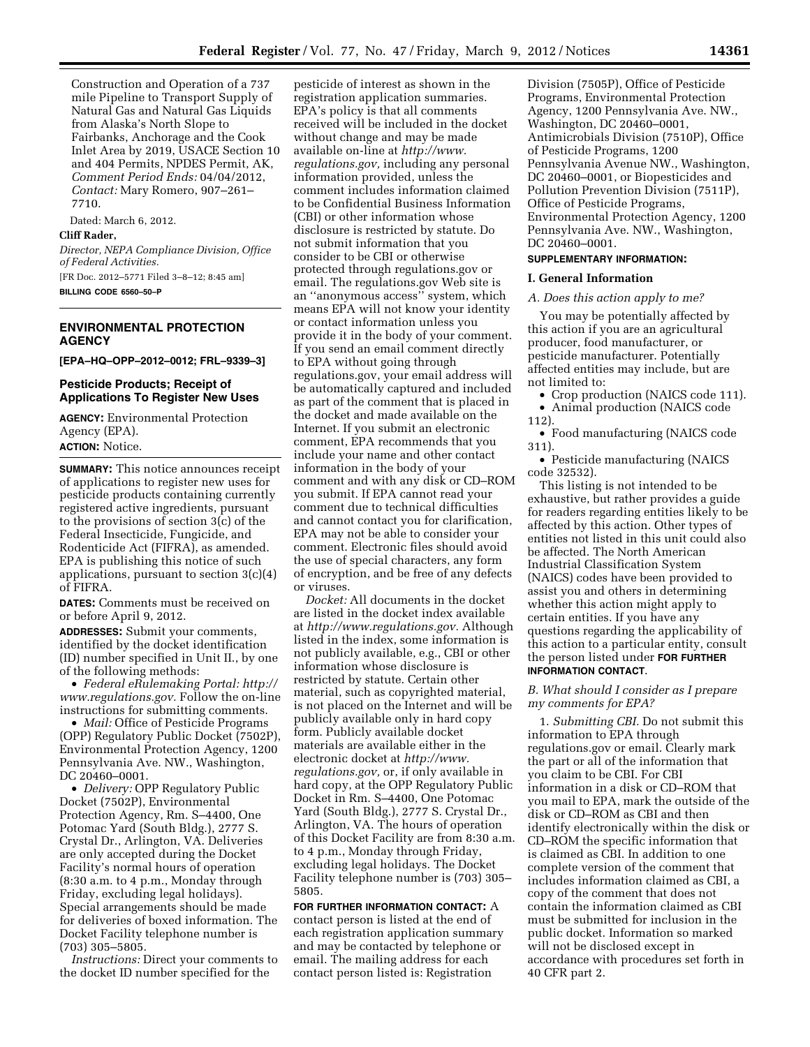Construction and Operation of a 737 mile Pipeline to Transport Supply of Natural Gas and Natural Gas Liquids from Alaska's North Slope to Fairbanks, Anchorage and the Cook Inlet Area by 2019, USACE Section 10 and 404 Permits, NPDES Permit, AK, *Comment Period Ends:* 04/04/2012, *Contact:* Mary Romero, 907–261–7710.

Dated: March 6, 2012.

**Cliff Rader,**

*Director, NEPA Compliance Division, Office of Federal Activities.*

[FR Doc. 2012–5771 Filed 3–8–12; 8:45 am]

**BILLING CODE 6560–50–P**

## ENVIRONMENTAL PROTECTION AGENCY

**[EPA–HQ–OPP–2012–0012; FRL–9339–3]**

### Pesticide Products; Receipt of Applications To Register New Uses

**AGENCY:** Environmental Protection Agency (EPA).

**ACTION:** Notice.

**SUMMARY:** This notice announces receipt of applications to register new uses for pesticide products containing currently registered active ingredients, pursuant to the provisions of section 3(c) of the Federal Insecticide, Fungicide, and Rodenticide Act (FIFRA), as amended. EPA is publishing this notice of such applications, pursuant to section 3(c)(4) of FIFRA.

**DATES:** Comments must be received on or before April 9, 2012.

**ADDRESSES:** Submit your comments, identified by the docket identification (ID) number specified in Unit II., by one of the following methods:

- *Federal eRulemaking Portal: http://www.regulations.gov.* Follow the on-line instructions for submitting comments.
- *Mail:* Office of Pesticide Programs (OPP) Regulatory Public Docket (7502P), Environmental Protection Agency, 1200 Pennsylvania Ave. NW., Washington, DC 20460–0001.
- *Delivery:* OPP Regulatory Public Docket (7502P), Environmental Protection Agency, Rm. S–4400, One Potomac Yard (South Bldg.), 2777 S. Crystal Dr., Arlington, VA. Deliveries are only accepted during the Docket Facility's normal hours of operation (8:30 a.m. to 4 p.m., Monday through Friday, excluding legal holidays). Special arrangements should be made for deliveries of boxed information. The Docket Facility telephone number is (703) 305–5805.

*Instructions:* Direct your comments to the docket ID number specified for the pesticide of interest as shown in the registration application summaries. EPA's policy is that all comments received will be included in the docket without change and may be made available on-line at *http://www.regulations.gov,* including any personal information provided, unless the comment includes information claimed to be Confidential Business Information (CBI) or other information whose disclosure is restricted by statute. Do not submit information that you consider to be CBI or otherwise protected through regulations.gov or email. The regulations.gov Web site is an ''anonymous access'' system, which means EPA will not know your identity or contact information unless you provide it in the body of your comment. If you send an email comment directly to EPA without going through regulations.gov, your email address will be automatically captured and included as part of the comment that is placed in the docket and made available on the Internet. If you submit an electronic comment, EPA recommends that you include your name and other contact information in the body of your comment and with any disk or CD–ROM you submit. If EPA cannot read your comment due to technical difficulties and cannot contact you for clarification, EPA may not be able to consider your comment. Electronic files should avoid the use of special characters, any form of encryption, and be free of any defects or viruses.

*Docket:* All documents in the docket are listed in the docket index available at *http://www.regulations.gov.* Although listed in the index, some information is not publicly available, e.g., CBI or other information whose disclosure is restricted by statute. Certain other material, such as copyrighted material, is not placed on the Internet and will be publicly available only in hard copy form. Publicly available docket materials are available either in the electronic docket at *http://www.regulations.gov,* or, if only available in hard copy, at the OPP Regulatory Public Docket in Rm. S–4400, One Potomac Yard (South Bldg.), 2777 S. Crystal Dr., Arlington, VA. The hours of operation of this Docket Facility are from 8:30 a.m. to 4 p.m., Monday through Friday, excluding legal holidays. The Docket Facility telephone number is (703) 305–5805.

**FOR FURTHER INFORMATION CONTACT:** A contact person is listed at the end of each registration application summary and may be contacted by telephone or email. The mailing address for each contact person listed is: Registration Division (7505P), Office of Pesticide Programs, Environmental Protection Agency, 1200 Pennsylvania Ave. NW., Washington, DC 20460–0001, Antimicrobials Division (7510P), Office of Pesticide Programs, 1200 Pennsylvania Avenue NW., Washington, DC 20460–0001, or Biopesticides and Pollution Prevention Division (7511P), Office of Pesticide Programs, Environmental Protection Agency, 1200 Pennsylvania Ave. NW., Washington, DC 20460–0001.

**SUPPLEMENTARY INFORMATION:**

### I. General Information

*A. Does this action apply to me?*

You may be potentially affected by this action if you are an agricultural producer, food manufacturer, or pesticide manufacturer. Potentially affected entities may include, but are not limited to:

- Crop production (NAICS code 111).
- Animal production (NAICS code 112).
- Food manufacturing (NAICS code 311).
- Pesticide manufacturing (NAICS code 32532).

This listing is not intended to be exhaustive, but rather provides a guide for readers regarding entities likely to be affected by this action. Other types of entities not listed in this unit could also be affected. The North American Industrial Classification System (NAICS) codes have been provided to assist you and others in determining whether this action might apply to certain entities. If you have any questions regarding the applicability of this action to a particular entity, consult the person listed under **FOR FURTHER INFORMATION CONTACT**.

*B. What should I consider as I prepare my comments for EPA?*

1. *Submitting CBI.* Do not submit this information to EPA through regulations.gov or email. Clearly mark the part or all of the information that you claim to be CBI. For CBI information in a disk or CD–ROM that you mail to EPA, mark the outside of the disk or CD–ROM as CBI and then identify electronically within the disk or CD–ROM the specific information that is claimed as CBI. In addition to one complete version of the comment that includes information claimed as CBI, a copy of the comment that does not contain the information claimed as CBI must be submitted for inclusion in the public docket. Information so marked will not be disclosed except in accordance with procedures set forth in 40 CFR part 2.